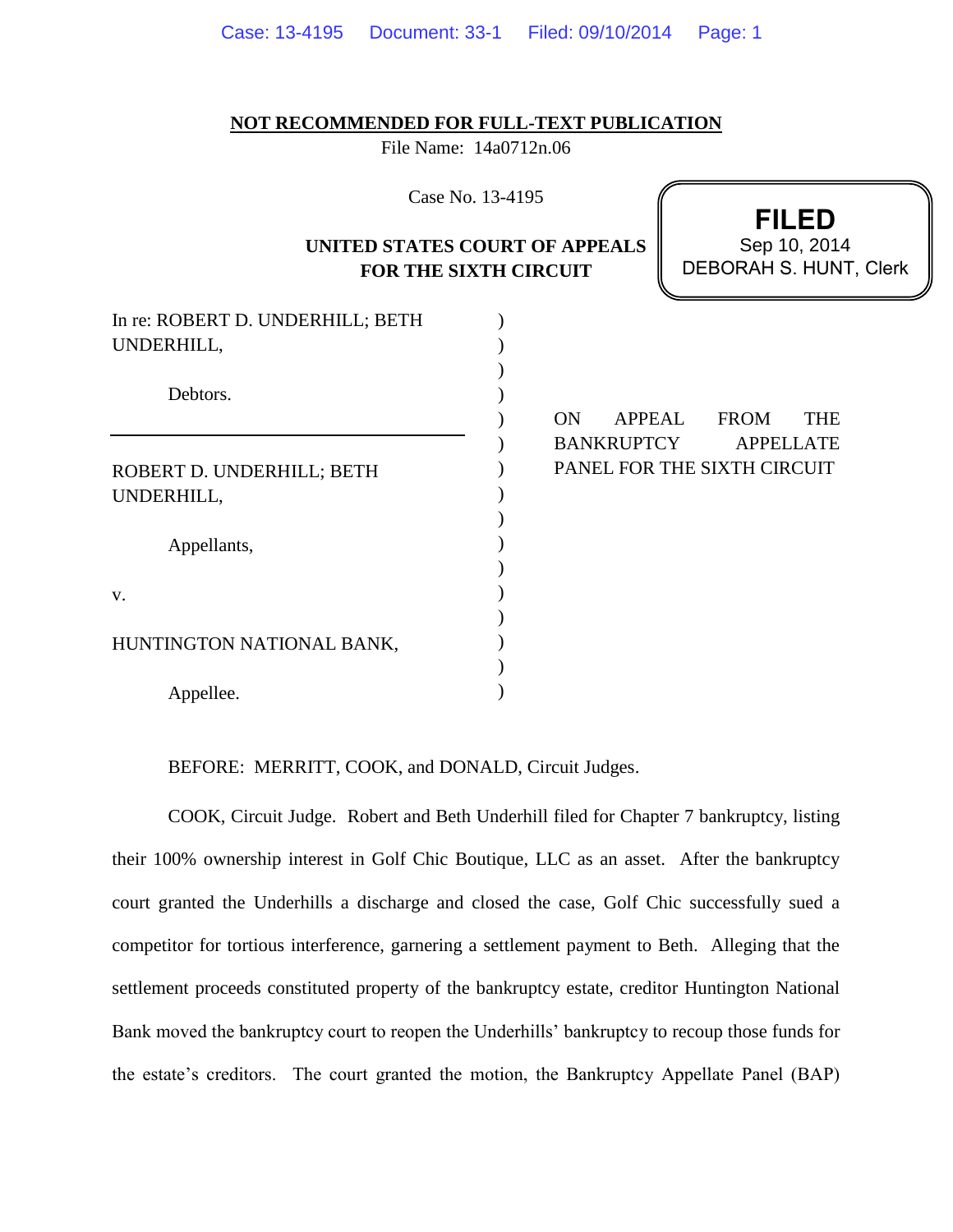**NOT RECOMMENDED FOR FULL-TEXT PUBLICATION**

File Name: 14a0712n.06

Case No. 13-4195

**UNITED STATES COURT OF APPEALS FOR THE SIXTH CIRCUIT**

**FILED**
Sep 10, 2014
DEBORAH S. HUNT, Clerk

In re: ROBERT D. UNDERHILL; BETH UNDERHILL,

Debtors.

---

ROBERT D. UNDERHILL; BETH UNDERHILL,

Appellants,

v.

HUNTINGTON NATIONAL BANK,

Appellee.

ON APPEAL FROM THE BANKRUPTCY APPELLATE PANEL FOR THE SIXTH CIRCUIT

BEFORE: MERRITT, COOK, and DONALD, Circuit Judges.

COOK, Circuit Judge. Robert and Beth Underhill filed for Chapter 7 bankruptcy, listing their 100% ownership interest in Golf Chic Boutique, LLC as an asset. After the bankruptcy court granted the Underhills a discharge and closed the case, Golf Chic successfully sued a competitor for tortious interference, garnering a settlement payment to Beth. Alleging that the settlement proceeds constituted property of the bankruptcy estate, creditor Huntington National Bank moved the bankruptcy court to reopen the Underhills' bankruptcy to recoup those funds for the estate's creditors. The court granted the motion, the Bankruptcy Appellate Panel (BAP)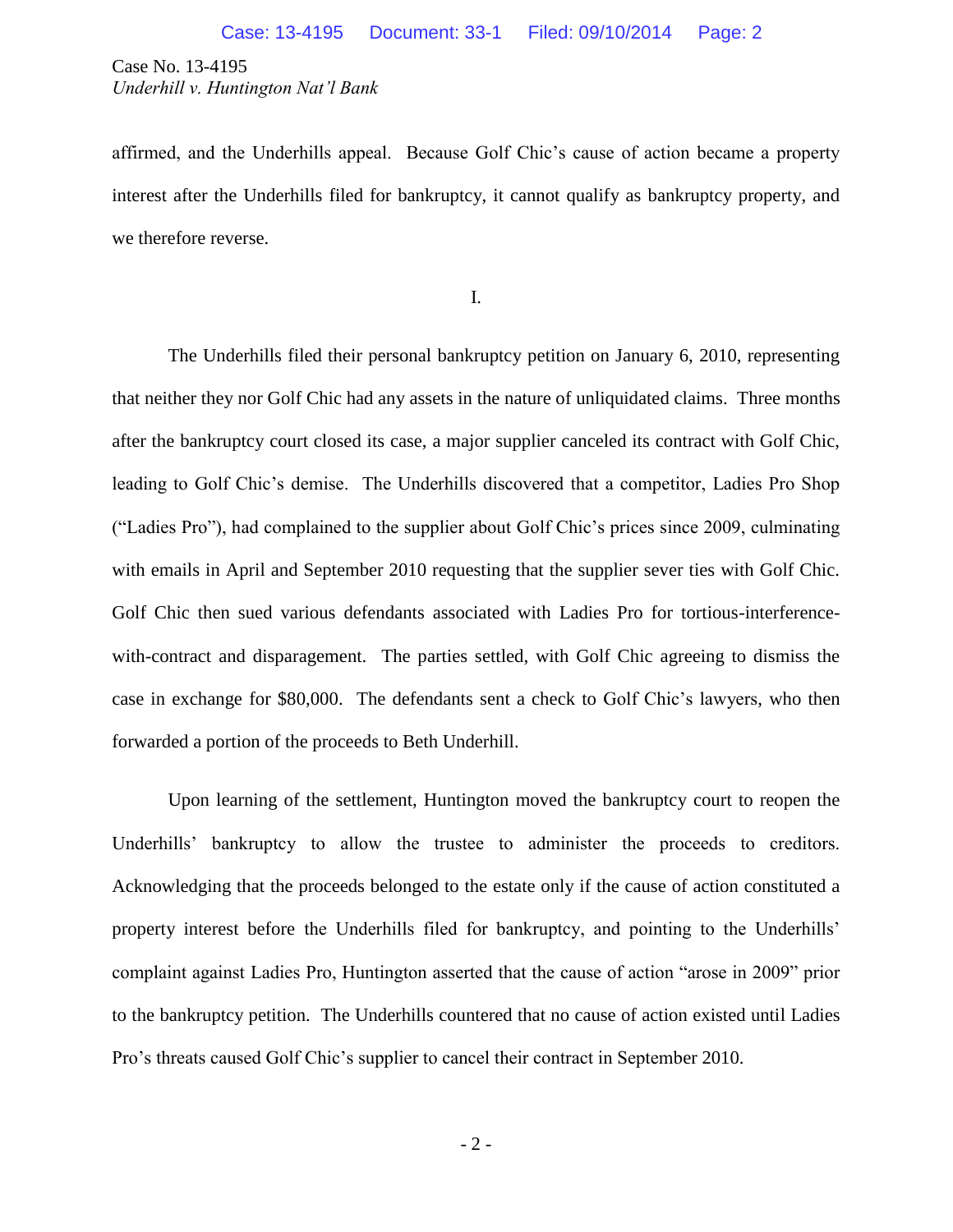affirmed, and the Underhills appeal. Because Golf Chic's cause of action became a property interest after the Underhills filed for bankruptcy, it cannot qualify as bankruptcy property, and we therefore reverse.

I.

The Underhills filed their personal bankruptcy petition on January 6, 2010, representing that neither they nor Golf Chic had any assets in the nature of unliquidated claims. Three months after the bankruptcy court closed its case, a major supplier canceled its contract with Golf Chic, leading to Golf Chic's demise. The Underhills discovered that a competitor, Ladies Pro Shop ("Ladies Pro"), had complained to the supplier about Golf Chic's prices since 2009, culminating with emails in April and September 2010 requesting that the supplier sever ties with Golf Chic. Golf Chic then sued various defendants associated with Ladies Pro for tortious-interference-with-contract and disparagement. The parties settled, with Golf Chic agreeing to dismiss the case in exchange for $80,000. The defendants sent a check to Golf Chic's lawyers, who then forwarded a portion of the proceeds to Beth Underhill.

Upon learning of the settlement, Huntington moved the bankruptcy court to reopen the Underhills' bankruptcy to allow the trustee to administer the proceeds to creditors. Acknowledging that the proceeds belonged to the estate only if the cause of action constituted a property interest before the Underhills filed for bankruptcy, and pointing to the Underhills' complaint against Ladies Pro, Huntington asserted that the cause of action "arose in 2009" prior to the bankruptcy petition. The Underhills countered that no cause of action existed until Ladies Pro's threats caused Golf Chic's supplier to cancel their contract in September 2010.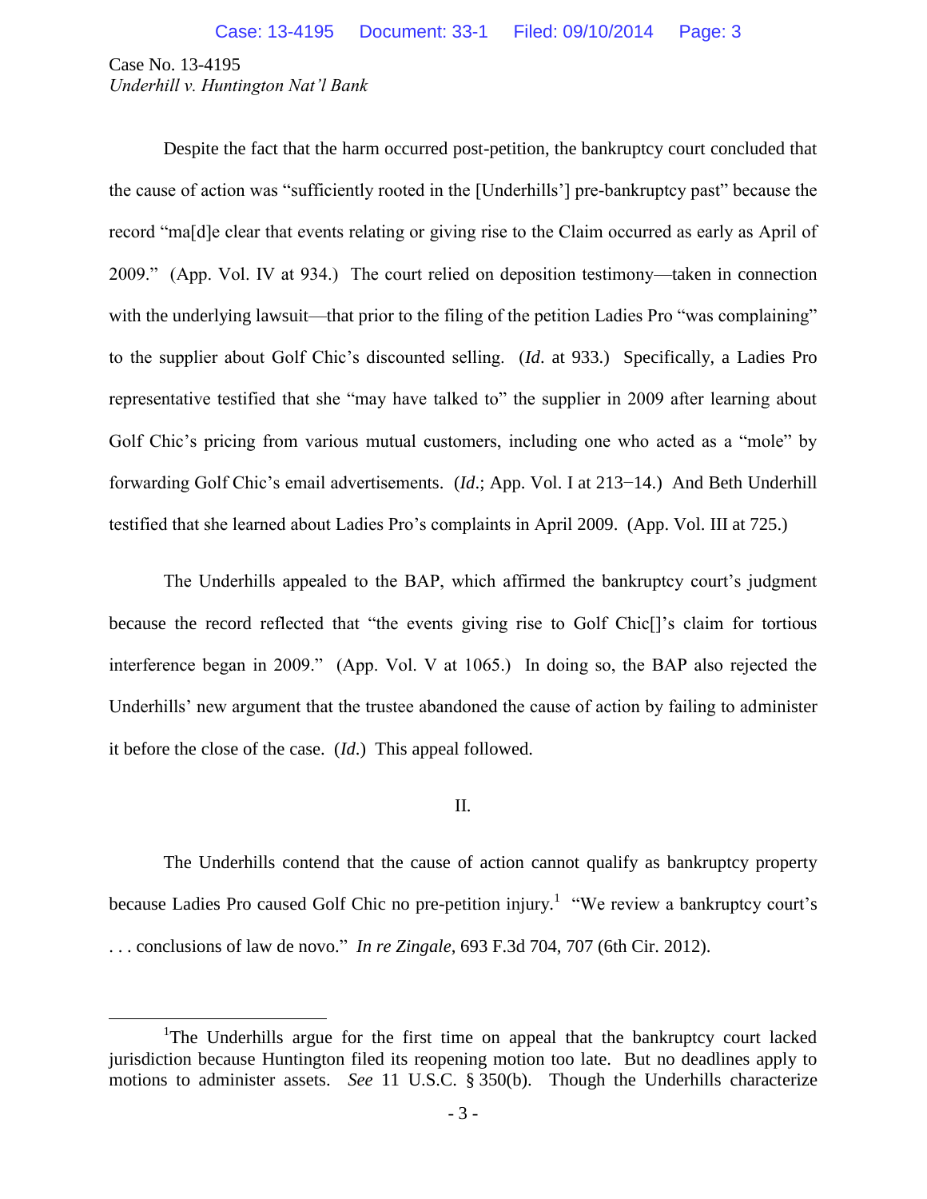Despite the fact that the harm occurred post-petition, the bankruptcy court concluded that the cause of action was "sufficiently rooted in the [Underhills'] pre-bankruptcy past" because the record "ma[d]e clear that events relating or giving rise to the Claim occurred as early as April of 2009." (App. Vol. IV at 934.) The court relied on deposition testimony—taken in connection with the underlying lawsuit—that prior to the filing of the petition Ladies Pro "was complaining" to the supplier about Golf Chic's discounted selling. (*Id*. at 933.) Specifically, a Ladies Pro representative testified that she "may have talked to" the supplier in 2009 after learning about Golf Chic's pricing from various mutual customers, including one who acted as a "mole" by forwarding Golf Chic's email advertisements. (*Id*.; App. Vol. I at 213−14.) And Beth Underhill testified that she learned about Ladies Pro's complaints in April 2009. (App. Vol. III at 725.)

The Underhills appealed to the BAP, which affirmed the bankruptcy court's judgment because the record reflected that "the events giving rise to Golf Chic[]'s claim for tortious interference began in 2009." (App. Vol. V at 1065.) In doing so, the BAP also rejected the Underhills' new argument that the trustee abandoned the cause of action by failing to administer it before the close of the case. (*Id*.) This appeal followed.

II.

The Underhills contend that the cause of action cannot qualify as bankruptcy property because Ladies Pro caused Golf Chic no pre-petition injury.[1] "We review a bankruptcy court's . . . conclusions of law de novo." *In re Zingale*, 693 F.3d 704, 707 (6th Cir. 2012).

[1] The Underhills argue for the first time on appeal that the bankruptcy court lacked jurisdiction because Huntington filed its reopening motion too late. But no deadlines apply to motions to administer assets. *See* 11 U.S.C. § 350(b). Though the Underhills characterize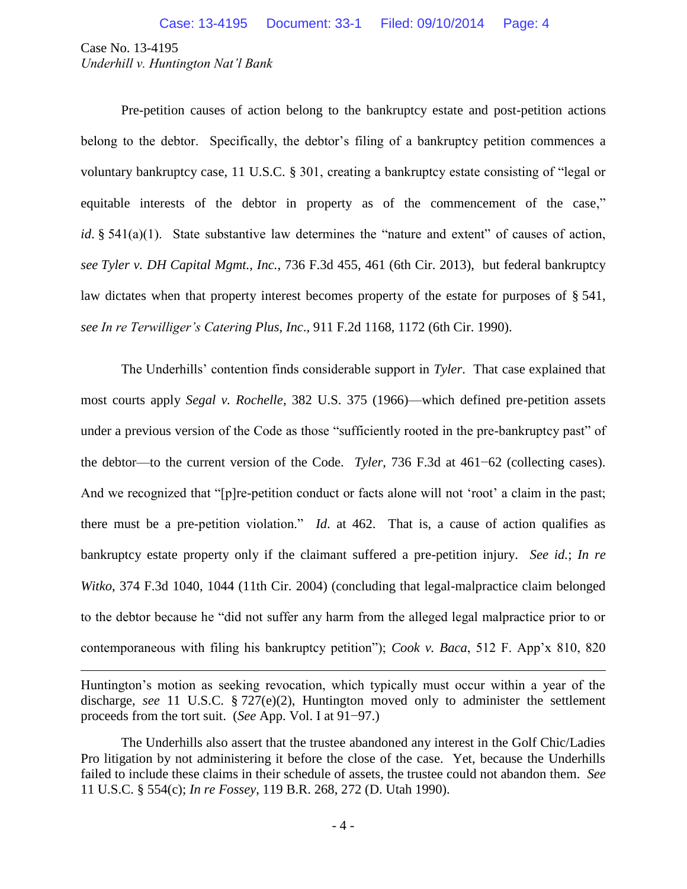Pre-petition causes of action belong to the bankruptcy estate and post-petition actions belong to the debtor. Specifically, the debtor's filing of a bankruptcy petition commences a voluntary bankruptcy case, 11 U.S.C. § 301, creating a bankruptcy estate consisting of "legal or equitable interests of the debtor in property as of the commencement of the case," *id*. § 541(a)(1). State substantive law determines the "nature and extent" of causes of action, *see Tyler v. DH Capital Mgmt., Inc.*, 736 F.3d 455, 461 (6th Cir. 2013), but federal bankruptcy law dictates when that property interest becomes property of the estate for purposes of § 541, *see In re Terwilliger's Catering Plus, Inc*., 911 F.2d 1168, 1172 (6th Cir. 1990).

The Underhills' contention finds considerable support in *Tyler*. That case explained that most courts apply *Segal v. Rochelle*, 382 U.S. 375 (1966)—which defined pre-petition assets under a previous version of the Code as those "sufficiently rooted in the pre-bankruptcy past" of the debtor—to the current version of the Code. *Tyler*, 736 F.3d at 461−62 (collecting cases). And we recognized that "[p]re-petition conduct or facts alone will not 'root' a claim in the past; there must be a pre-petition violation." *Id.* at 462. That is, a cause of action qualifies as bankruptcy estate property only if the claimant suffered a pre-petition injury. *See id.*; *In re Witko*, 374 F.3d 1040, 1044 (11th Cir. 2004) (concluding that legal-malpractice claim belonged to the debtor because he "did not suffer any harm from the alleged legal malpractice prior to or contemporaneous with filing his bankruptcy petition"); *Cook v. Baca*, 512 F. App'x 810, 820

---

Huntington's motion as seeking revocation, which typically must occur within a year of the discharge, *see* 11 U.S.C. § 727(e)(2), Huntington moved only to administer the settlement proceeds from the tort suit. (*See* App. Vol. I at 91−97.)

The Underhills also assert that the trustee abandoned any interest in the Golf Chic/Ladies Pro litigation by not administering it before the close of the case. Yet, because the Underhills failed to include these claims in their schedule of assets, the trustee could not abandon them. *See* 11 U.S.C. § 554(c); *In re Fossey*, 119 B.R. 268, 272 (D. Utah 1990).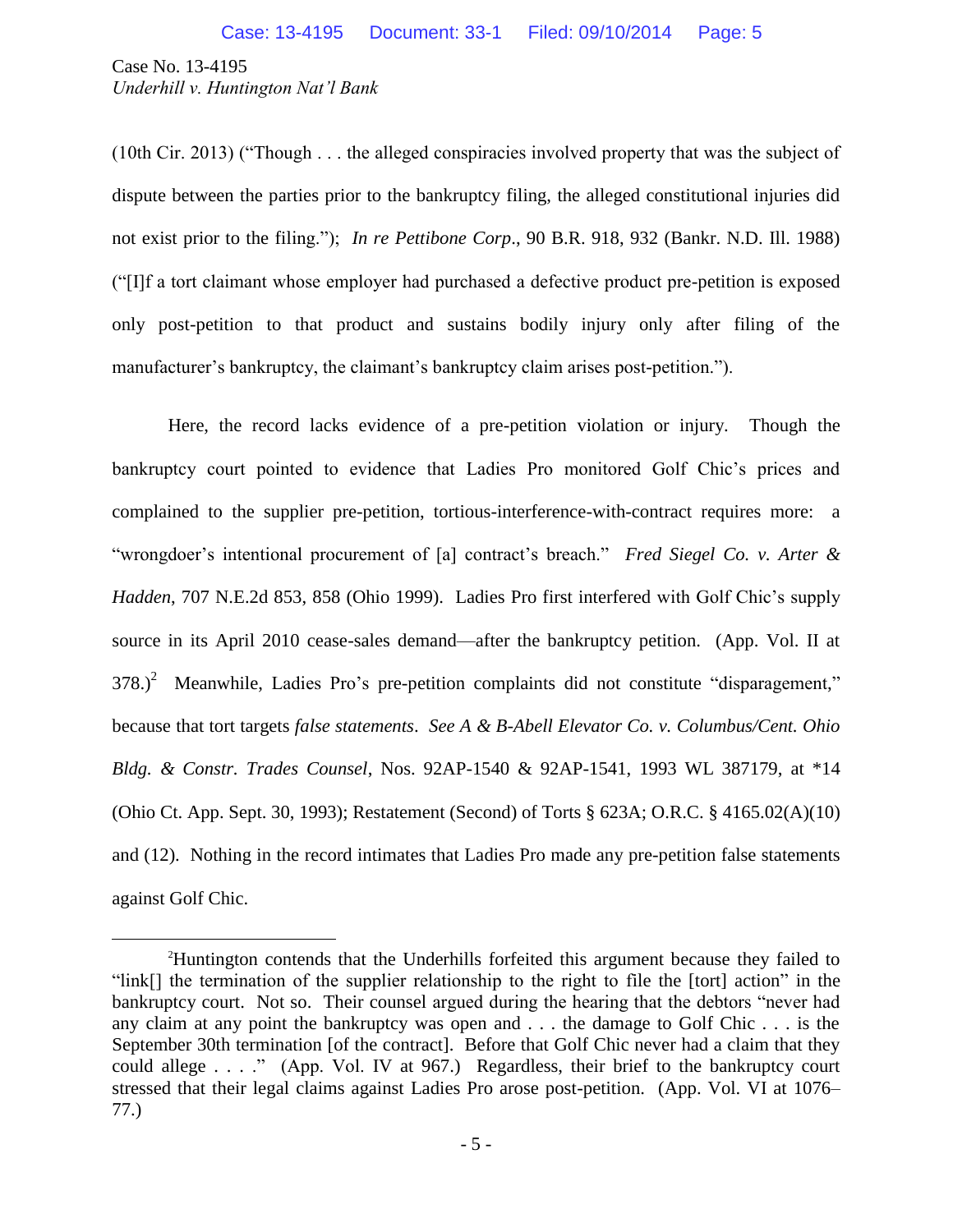(10th Cir. 2013) ("Though . . . the alleged conspiracies involved property that was the subject of dispute between the parties prior to the bankruptcy filing, the alleged constitutional injuries did not exist prior to the filing."); *In re Pettibone Corp*., 90 B.R. 918, 932 (Bankr. N.D. Ill. 1988) ("[I]f a tort claimant whose employer had purchased a defective product pre-petition is exposed only post-petition to that product and sustains bodily injury only after filing of the manufacturer's bankruptcy, the claimant's bankruptcy claim arises post-petition.").

Here, the record lacks evidence of a pre-petition violation or injury. Though the bankruptcy court pointed to evidence that Ladies Pro monitored Golf Chic's prices and complained to the supplier pre-petition, tortious-interference-with-contract requires more: a "wrongdoer's intentional procurement of [a] contract's breach." *Fred Siegel Co. v. Arter & Hadden*, 707 N.E.2d 853, 858 (Ohio 1999). Ladies Pro first interfered with Golf Chic's supply source in its April 2010 cease-sales demand—after the bankruptcy petition. (App. Vol. II at 378.)[2] Meanwhile, Ladies Pro's pre-petition complaints did not constitute "disparagement," because that tort targets *false statements*. *See A & B-Abell Elevator Co. v. Columbus/Cent. Ohio Bldg. & Constr. Trades Counsel*, Nos. 92AP-1540 & 92AP-1541, 1993 WL 387179, at *14 (Ohio Ct. App. Sept. 30, 1993); Restatement (Second) of Torts § 623A; O.R.C. § 4165.02(A)(10) and (12). Nothing in the record intimates that Ladies Pro made any pre-petition false statements against Golf Chic.

---

[2]Huntington contends that the Underhills forfeited this argument because they failed to "link[] the termination of the supplier relationship to the right to file the [tort] action" in the bankruptcy court. Not so. Their counsel argued during the hearing that the debtors "never had any claim at any point the bankruptcy was open and . . . the damage to Golf Chic . . . is the September 30th termination [of the contract]. Before that Golf Chic never had a claim that they could allege . . . ." (App. Vol. IV at 967.) Regardless, their brief to the bankruptcy court stressed that their legal claims against Ladies Pro arose post-petition. (App. Vol. VI at 1076–77.)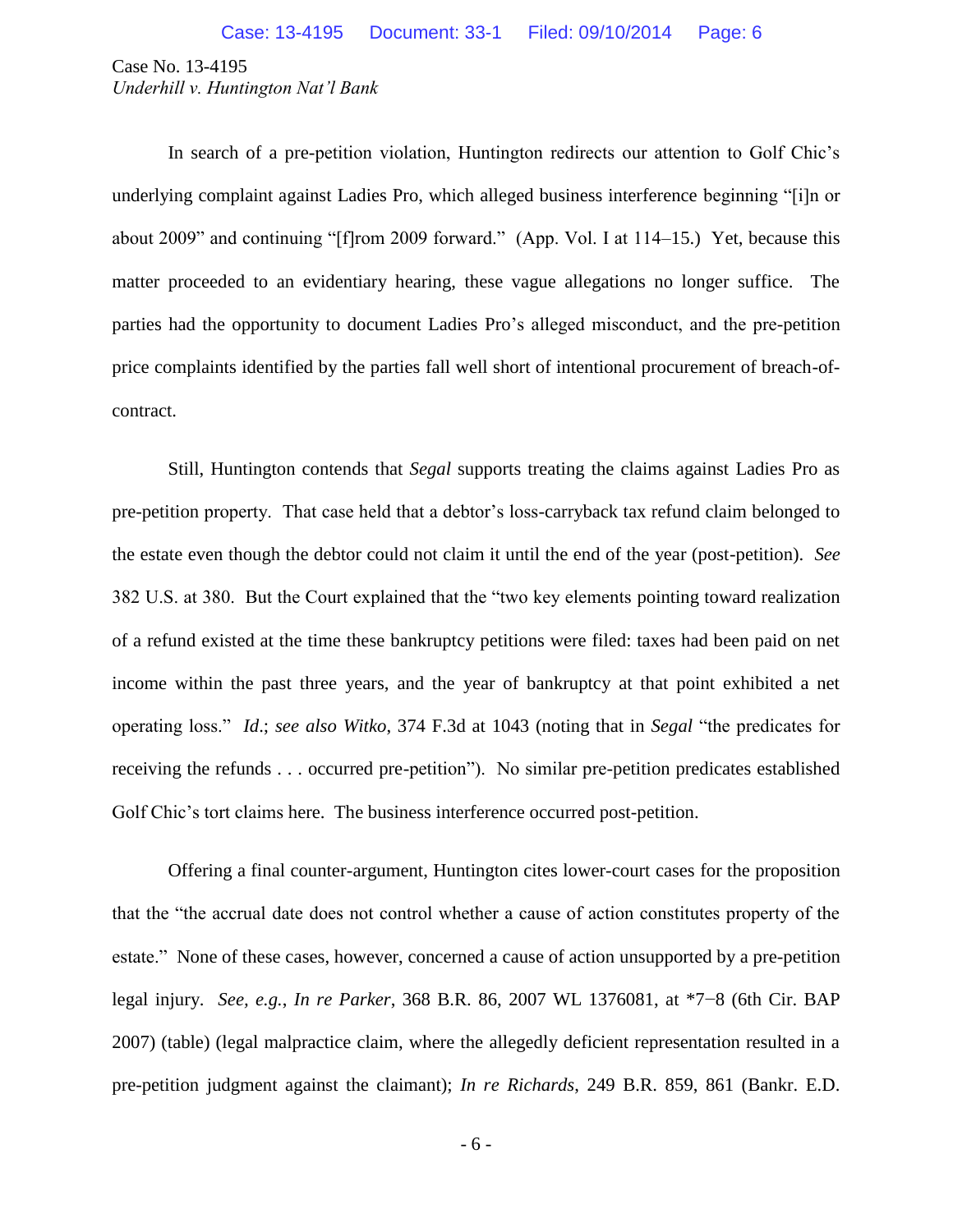In search of a pre-petition violation, Huntington redirects our attention to Golf Chic's underlying complaint against Ladies Pro, which alleged business interference beginning "[i]n or about 2009" and continuing "[f]rom 2009 forward." (App. Vol. I at 114–15.) Yet, because this matter proceeded to an evidentiary hearing, these vague allegations no longer suffice. The parties had the opportunity to document Ladies Pro's alleged misconduct, and the pre-petition price complaints identified by the parties fall well short of intentional procurement of breach-of-contract.

Still, Huntington contends that *Segal* supports treating the claims against Ladies Pro as pre-petition property. That case held that a debtor's loss-carryback tax refund claim belonged to the estate even though the debtor could not claim it until the end of the year (post-petition). *See* 382 U.S. at 380. But the Court explained that the "two key elements pointing toward realization of a refund existed at the time these bankruptcy petitions were filed: taxes had been paid on net income within the past three years, and the year of bankruptcy at that point exhibited a net operating loss." *Id.*; *see also Witko*, 374 F.3d at 1043 (noting that in *Segal* "the predicates for receiving the refunds . . . occurred pre-petition"). No similar pre-petition predicates established Golf Chic's tort claims here. The business interference occurred post-petition.

Offering a final counter-argument, Huntington cites lower-court cases for the proposition that the "the accrual date does not control whether a cause of action constitutes property of the estate." None of these cases, however, concerned a cause of action unsupported by a pre-petition legal injury. *See, e.g.*, *In re Parker*, 368 B.R. 86, 2007 WL 1376081, at *7−8 (6th Cir. BAP 2007) (table) (legal malpractice claim, where the allegedly deficient representation resulted in a pre-petition judgment against the claimant); *In re Richards*, 249 B.R. 859, 861 (Bankr. E.D.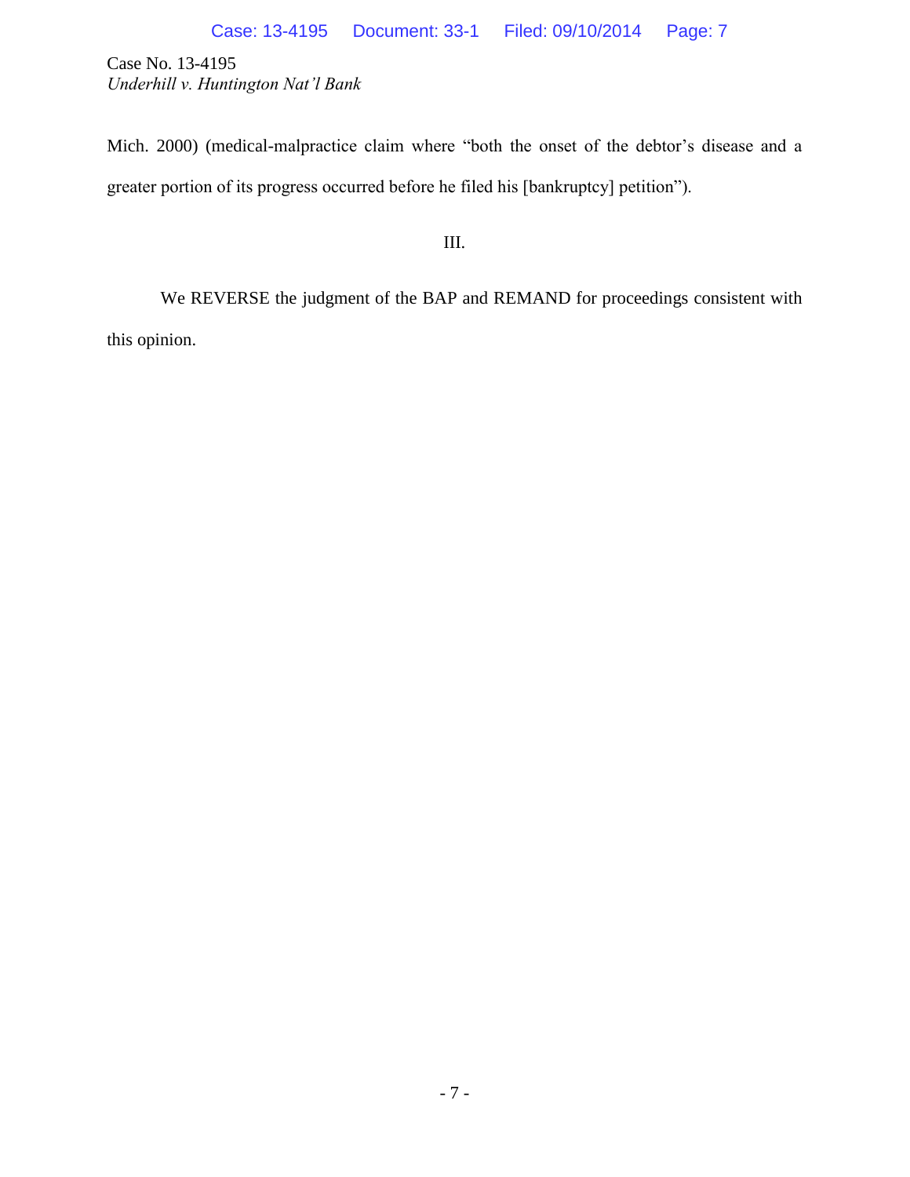Mich. 2000) (medical-malpractice claim where "both the onset of the debtor's disease and a greater portion of its progress occurred before he filed his [bankruptcy] petition").

## III.

We REVERSE the judgment of the BAP and REMAND for proceedings consistent with this opinion.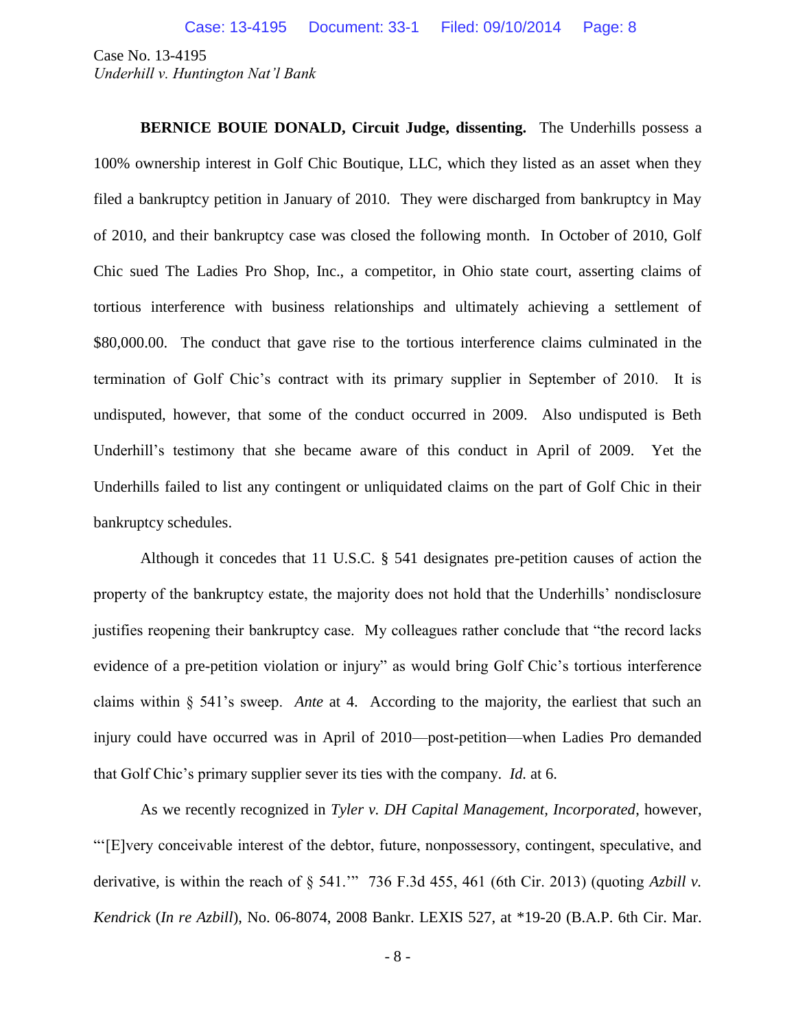**BERNICE BOUIE DONALD, Circuit Judge, dissenting.** The Underhills possess a 100% ownership interest in Golf Chic Boutique, LLC, which they listed as an asset when they filed a bankruptcy petition in January of 2010. They were discharged from bankruptcy in May of 2010, and their bankruptcy case was closed the following month. In October of 2010, Golf Chic sued The Ladies Pro Shop, Inc., a competitor, in Ohio state court, asserting claims of tortious interference with business relationships and ultimately achieving a settlement of $80,000.00. The conduct that gave rise to the tortious interference claims culminated in the termination of Golf Chic's contract with its primary supplier in September of 2010. It is undisputed, however, that some of the conduct occurred in 2009. Also undisputed is Beth Underhill's testimony that she became aware of this conduct in April of 2009. Yet the Underhills failed to list any contingent or unliquidated claims on the part of Golf Chic in their bankruptcy schedules.

Although it concedes that 11 U.S.C. § 541 designates pre-petition causes of action the property of the bankruptcy estate, the majority does not hold that the Underhills' nondisclosure justifies reopening their bankruptcy case. My colleagues rather conclude that "the record lacks evidence of a pre-petition violation or injury" as would bring Golf Chic's tortious interference claims within § 541's sweep. *Ante* at 4. According to the majority, the earliest that such an injury could have occurred was in April of 2010—post-petition—when Ladies Pro demanded that Golf Chic's primary supplier sever its ties with the company. *Id.* at 6.

As we recently recognized in *Tyler v. DH Capital Management, Incorporated*, however, "'[E]very conceivable interest of the debtor, future, nonpossessory, contingent, speculative, and derivative, is within the reach of § 541.'" 736 F.3d 455, 461 (6th Cir. 2013) (quoting *Azbill v. Kendrick* (*In re Azbill*), No. 06-8074, 2008 Bankr. LEXIS 527, at *19-20 (B.A.P. 6th Cir. Mar.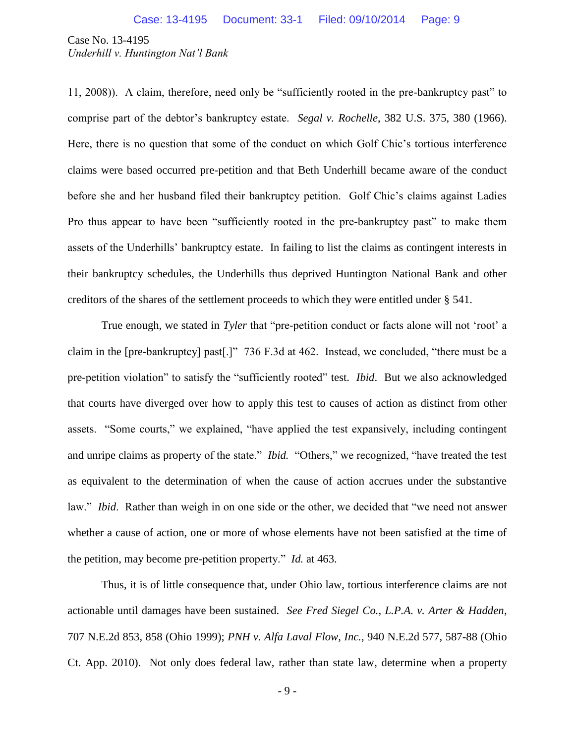11, 2008)). A claim, therefore, need only be "sufficiently rooted in the pre-bankruptcy past" to comprise part of the debtor's bankruptcy estate. *Segal v. Rochelle*, 382 U.S. 375, 380 (1966). Here, there is no question that some of the conduct on which Golf Chic's tortious interference claims were based occurred pre-petition and that Beth Underhill became aware of the conduct before she and her husband filed their bankruptcy petition. Golf Chic's claims against Ladies Pro thus appear to have been "sufficiently rooted in the pre-bankruptcy past" to make them assets of the Underhills' bankruptcy estate. In failing to list the claims as contingent interests in their bankruptcy schedules, the Underhills thus deprived Huntington National Bank and other creditors of the shares of the settlement proceeds to which they were entitled under § 541.

True enough, we stated in *Tyler* that "pre-petition conduct or facts alone will not 'root' a claim in the [pre-bankruptcy] past[.]" 736 F.3d at 462. Instead, we concluded, "there must be a pre-petition violation" to satisfy the "sufficiently rooted" test. *Ibid*. But we also acknowledged that courts have diverged over how to apply this test to causes of action as distinct from other assets. "Some courts," we explained, "have applied the test expansively, including contingent and unripe claims as property of the state." *Ibid.* "Others," we recognized, "have treated the test as equivalent to the determination of when the cause of action accrues under the substantive law." *Ibid*. Rather than weigh in on one side or the other, we decided that "we need not answer whether a cause of action, one or more of whose elements have not been satisfied at the time of the petition, may become pre-petition property." *Id.* at 463.

Thus, it is of little consequence that, under Ohio law, tortious interference claims are not actionable until damages have been sustained. *See Fred Siegel Co., L.P.A. v. Arter & Hadden*, 707 N.E.2d 853, 858 (Ohio 1999); *PNH v. Alfa Laval Flow, Inc.*, 940 N.E.2d 577, 587-88 (Ohio Ct. App. 2010). Not only does federal law, rather than state law, determine when a property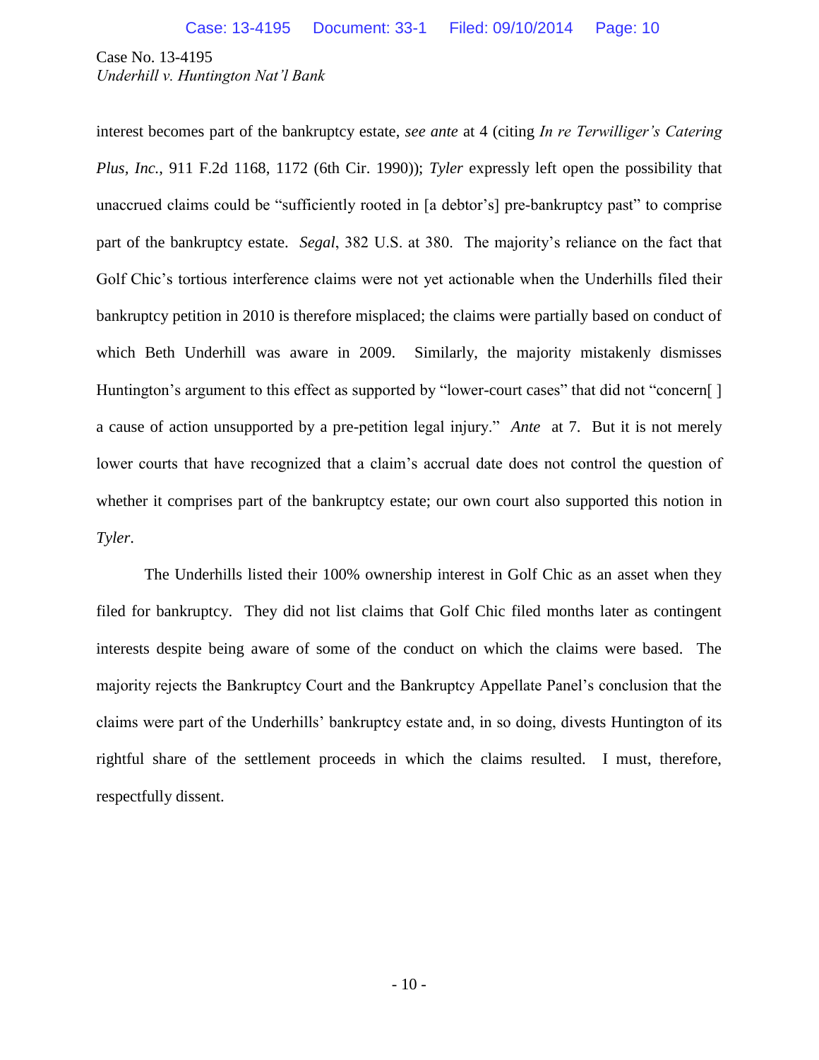interest becomes part of the bankruptcy estate, *see ante* at 4 (citing *In re Terwilliger's Catering Plus, Inc.*, 911 F.2d 1168, 1172 (6th Cir. 1990)); *Tyler* expressly left open the possibility that unaccrued claims could be "sufficiently rooted in [a debtor's] pre-bankruptcy past" to comprise part of the bankruptcy estate. *Segal*, 382 U.S. at 380. The majority's reliance on the fact that Golf Chic's tortious interference claims were not yet actionable when the Underhills filed their bankruptcy petition in 2010 is therefore misplaced; the claims were partially based on conduct of which Beth Underhill was aware in 2009. Similarly, the majority mistakenly dismisses Huntington's argument to this effect as supported by "lower-court cases" that did not "concern[ ] a cause of action unsupported by a pre-petition legal injury." *Ante* at 7. But it is not merely lower courts that have recognized that a claim's accrual date does not control the question of whether it comprises part of the bankruptcy estate; our own court also supported this notion in *Tyler*.

The Underhills listed their 100% ownership interest in Golf Chic as an asset when they filed for bankruptcy. They did not list claims that Golf Chic filed months later as contingent interests despite being aware of some of the conduct on which the claims were based. The majority rejects the Bankruptcy Court and the Bankruptcy Appellate Panel's conclusion that the claims were part of the Underhills' bankruptcy estate and, in so doing, divests Huntington of its rightful share of the settlement proceeds in which the claims resulted. I must, therefore, respectfully dissent.